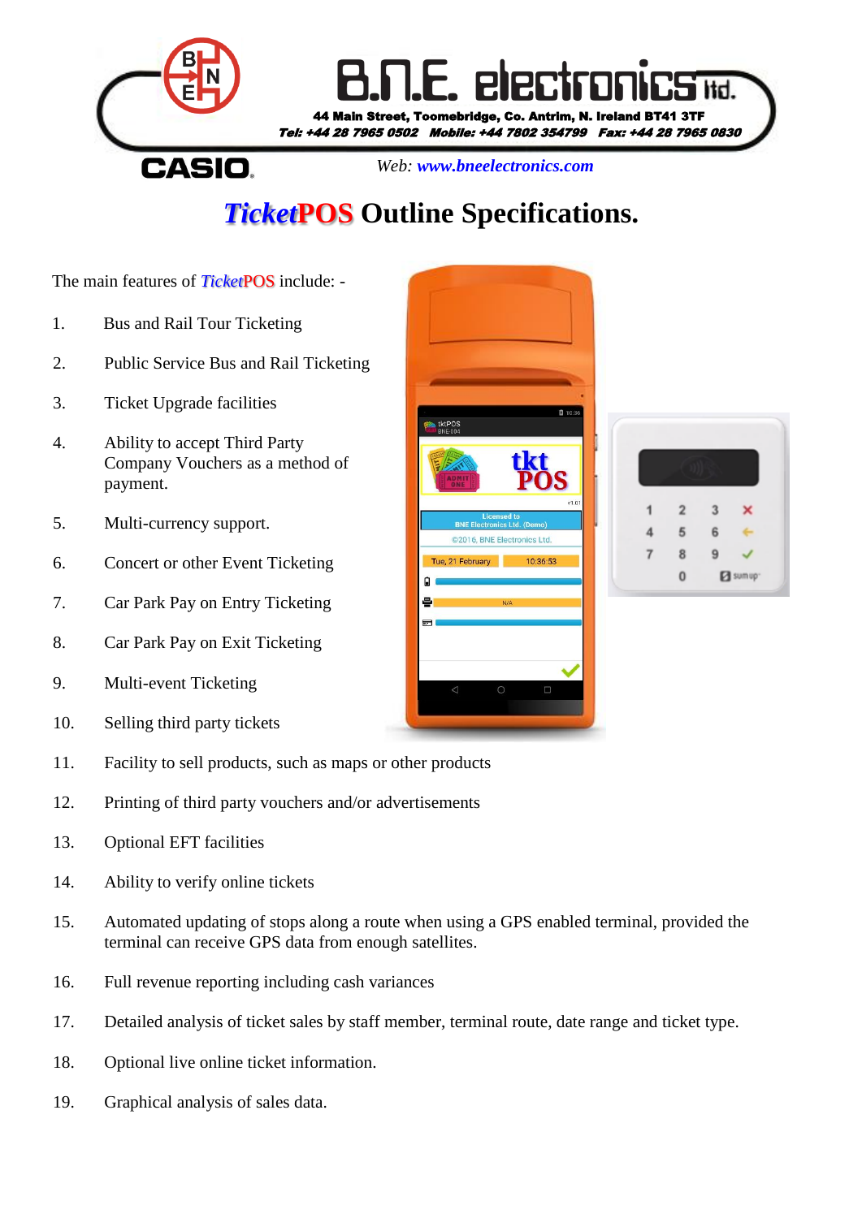B.N.E. electronics ltd.

44 Main Street, Toomebridge, Co. Antrim, N. Ireland BT41 3TF

Tel: +44 28 7965 0502 Mobile: +44 7802 354799 Fax: +44 28 7965 0830

CASIO

Web: www.bneelectronics.com

# *Ticket*POS Outline Specifications.

The main features of *Ticket*POS include: -

1. Bus and Rail Tour Ticketing
2. Public Service Bus and Rail Ticketing
3. Ticket Upgrade facilities
4. Ability to accept Third Party Company Vouchers as a method of payment.
5. Multi-currency support.
6. Concert or other Event Ticketing
7. Car Park Pay on Entry Ticketing
8. Car Park Pay on Exit Ticketing
9. Multi-event Ticketing
10. Selling third party tickets
11. Facility to sell products, such as maps or other products
12. Printing of third party vouchers and/or advertisements
13. Optional EFT facilities
14. Ability to verify online tickets
15. Automated updating of stops along a route when using a GPS enabled terminal, provided the terminal can receive GPS data from enough satellites.
16. Full revenue reporting including cash variances
17. Detailed analysis of ticket sales by staff member, terminal route, date range and ticket type.
18. Optional live online ticket information.
19. Graphical analysis of sales data.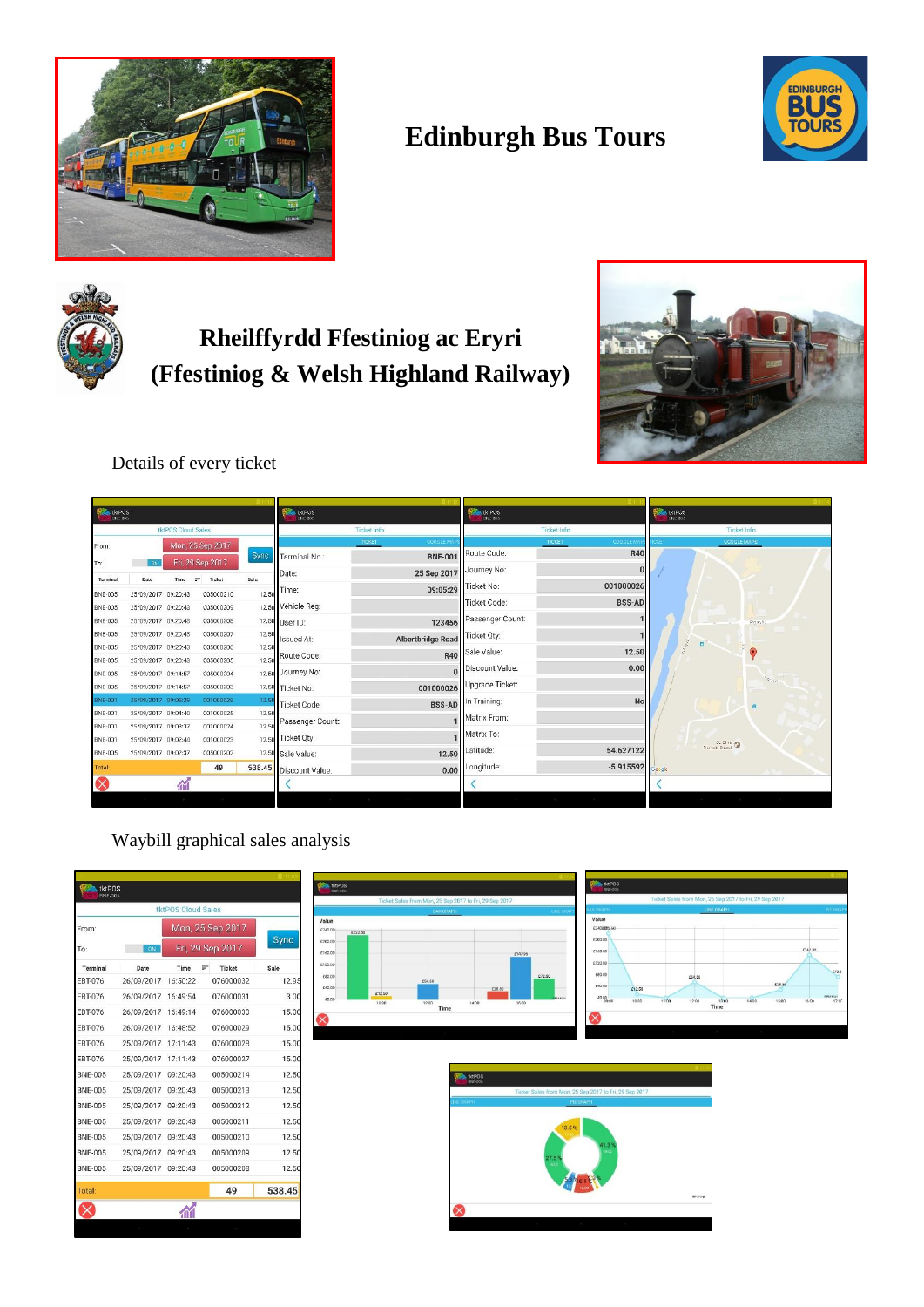# Edinburgh Bus Tours

## Rheilffyrdd Ffestiniog ac Eryri (Ffestiniog & Welsh Highland Railway)

Details of every ticket

Waybill graphical sales analysis